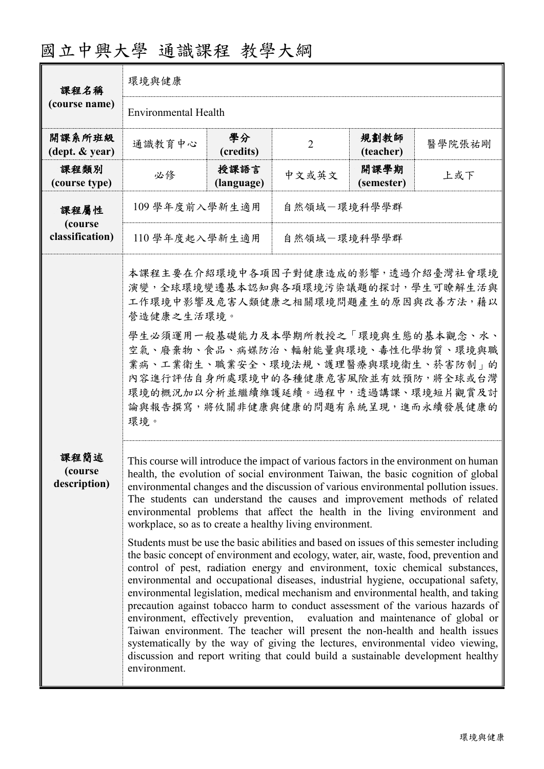# 國立中興大學 通識課程 教學大綱

| 課程名稱 (course name) | 環境與健康 | | | | |
|---|---|---|---|---|---|
| | Environmental Health | | | | |
| 開課系所班級 (dept. & year) | 通識教育中心 | 學分 (credits) | 2 | 規劃教師 (teacher) | 醫學院張祐剛 |
| 課程類別 (course type) | 必修 | 授課語言 (language) | 中文或英文 | 開課學期 (semester) | 上或下 |
| 課程屬性 (course classification) | 109 學年度前入學新生適用 | 自然領域－環境科學學群 | | | |
| | 110 學年度起入學新生適用 | 自然領域－環境科學學群 | | | |

**課程簡述 (course description)**

本課程主要在介紹環境中各項因子對健康造成的影響，透過介紹臺灣社會環境演變，全球環境變遷基本認知與各項環境污染議題的探討，學生可瞭解生活與工作環境中影響及危害人類健康之相關環境問題產生的原因與改善方法，藉以營造健康之生活環境。

學生必須運用一般基礎能力及本學期所教授之「環境與生態的基本觀念、水、空氣、廢棄物、食品、病媒防治、輻射能量與環境、毒性化學物質、環境與職業病、工業衛生、職業安全、環境法規、護理醫療與環境衛生、菸害防制」的內容進行評估自身所處環境中的各種健康危害風險並有效預防，將全球或台灣環境的概況加以分析並繼續維護延續。過程中，透過講課、環境短片觀賞及討論與報告撰寫，將攸關非健康與健康的問題有系統呈現，進而永續發展健康的環境。

This course will introduce the impact of various factors in the environment on human health, the evolution of social environment Taiwan, the basic cognition of global environmental changes and the discussion of various environmental pollution issues. The students can understand the causes and improvement methods of related environmental problems that affect the health in the living environment and workplace, so as to create a healthy living environment.

Students must be use the basic abilities and based on issues of this semester including the basic concept of environment and ecology, water, air, waste, food, prevention and control of pest, radiation energy and environment, toxic chemical substances, environmental and occupational diseases, industrial hygiene, occupational safety, environmental legislation, medical mechanism and environmental health, and taking precaution against tobacco harm to conduct assessment of the various hazards of environment, effectively prevention, evaluation and maintenance of global or Taiwan environment. The teacher will present the non-health and health issues systematically by the way of giving the lectures, environmental video viewing, discussion and report writing that could build a sustainable development healthy environment.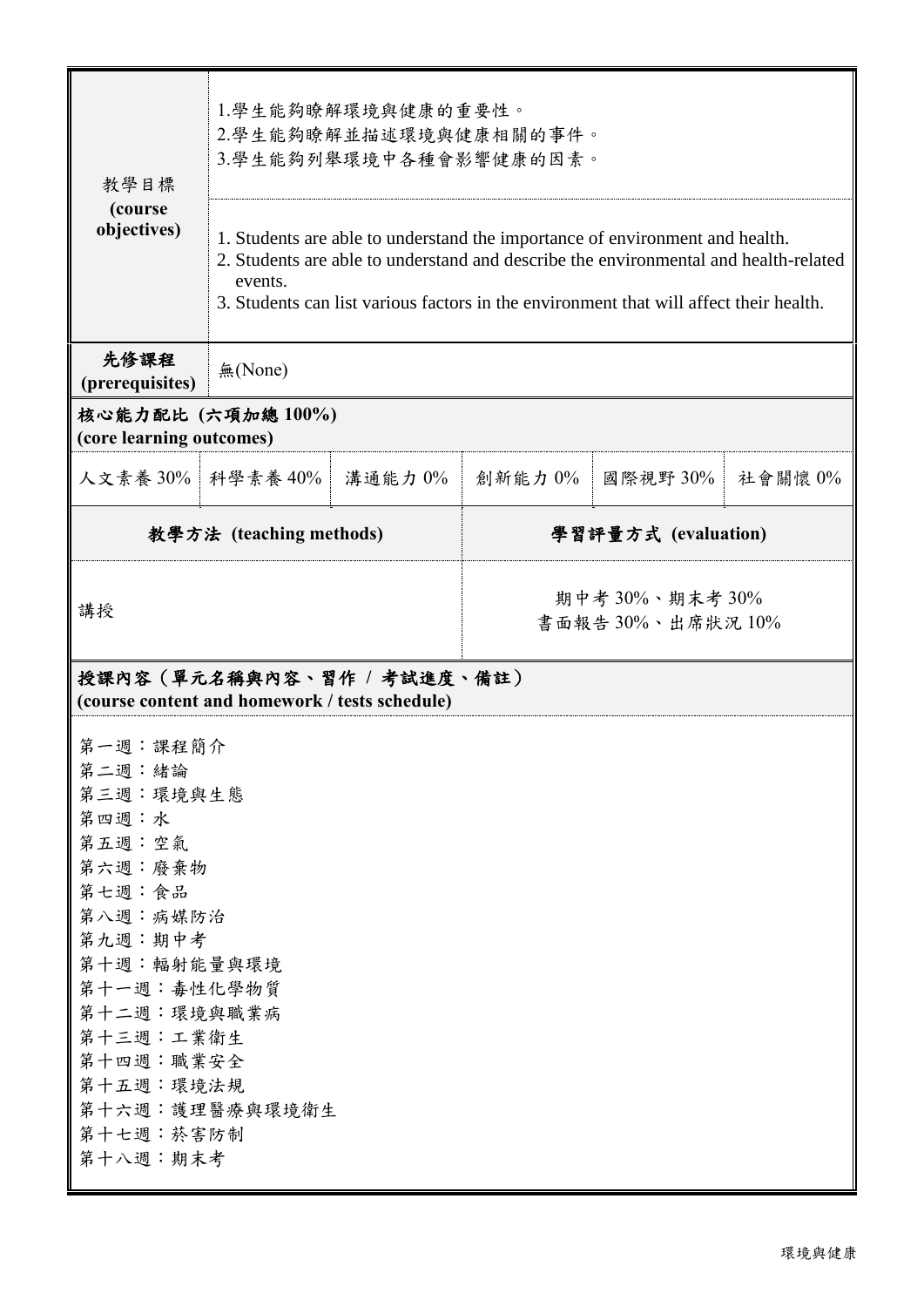| 教學目標 (course objectives) | 1.學生能夠瞭解環境與健康的重要性。<br>2.學生能夠瞭解並描述環境與健康相關的事件。<br>3.學生能夠列舉環境中各種會影響健康的因素。<br><br>1. Students are able to understand the importance of environment and health.<br>2. Students are able to understand and describe the environmental and health-related events.<br>3. Students can list various factors in the environment that will affect their health. |
|---|---|
| **先修課程 (prerequisites)** | 無(None) |

**核心能力配比 (六項加總 100%)**
**(core learning outcomes)**

| 人文素養 30% | 科學素養 40% | 溝通能力 0% | 創新能力 0% | 國際視野 30% | 社會關懷 0% |
|---|---|---|---|---|---|

| **教學方法 (teaching methods)** | **學習評量方式 (evaluation)** |
|---|---|
| 講授 | 期中考 30%、期末考 30%<br>書面報告 30%、出席狀況 10% |

**授課內容（單元名稱與內容、習作 / 考試進度、備註）**
**(course content and homework / tests schedule)**

第一週：課程簡介
第二週：緒論
第三週：環境與生態
第四週：水
第五週：空氣
第六週：廢棄物
第七週：食品
第八週：病媒防治
第九週：期中考
第十週：輻射能量與環境
第十一週：毒性化學物質
第十二週：環境與職業病
第十三週：工業衛生
第十四週：職業安全
第十五週：環境法規
第十六週：護理醫療與環境衛生
第十七週：菸害防制
第十八週：期末考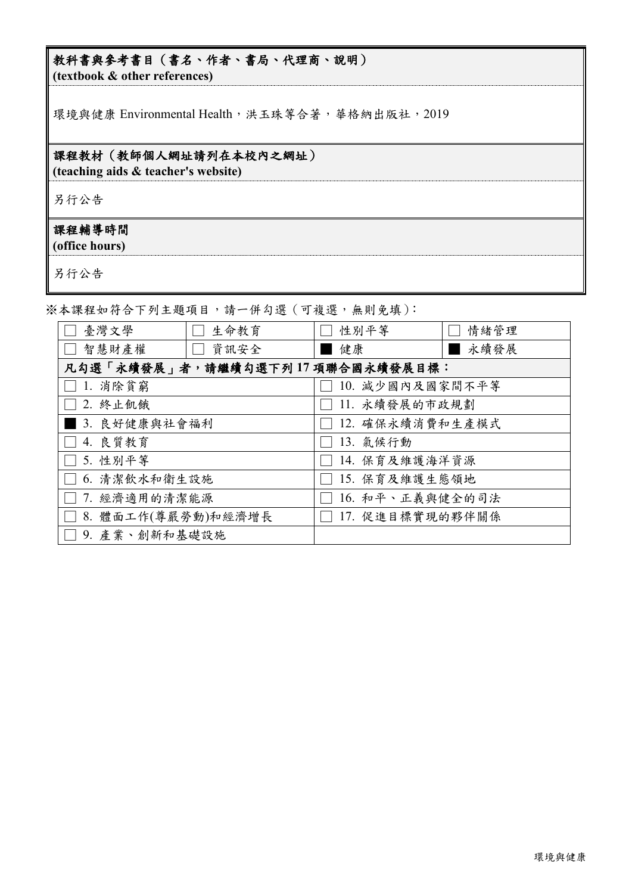**教科書與參考書目（書名、作者、書局、代理商、說明）**
**(textbook & other references)**

環境與健康 Environmental Health，洪玉珠等合著，華格納出版社，2019

**課程教材（教師個人網址請列在本校內之網址）**
**(teaching aids & teacher's website)**

另行公告

**課程輔導時間**
**(office hours)**

另行公告

※本課程如符合下列主題項目，請一併勾選（可複選，無則免填）：

| | | | |
|---|---|---|---|
| ☐ 臺灣文學 | ☐ 生命教育 | ☐ 性別平等 | ☐ 情緒管理 |
| ☐ 智慧財產權 | ☐ 資訊安全 | ■ 健康 | ■ 永續發展 |
| **凡勾選「永續發展」者，請繼續勾選下列 17 項聯合國永續發展目標：** | | | |
| ☐ 1. 消除貧窮 | | ☐ 10. 減少國內及國家間不平等 | |
| ☐ 2. 終止飢餓 | | ☐ 11. 永續發展的市政規劃 | |
| ■ 3. 良好健康與社會福利 | | ☐ 12. 確保永續消費和生產模式 | |
| ☐ 4. 良質教育 | | ☐ 13. 氣候行動 | |
| ☐ 5. 性別平等 | | ☐ 14. 保育及維護海洋資源 | |
| ☐ 6. 清潔飲水和衛生設施 | | ☐ 15. 保育及維護生態領地 | |
| ☐ 7. 經濟適用的清潔能源 | | ☐ 16. 和平、正義與健全的司法 | |
| ☐ 8. 體面工作(尊嚴勞動)和經濟增長 | | ☐ 17. 促進目標實現的夥伴關係 | |
| ☐ 9. 產業、創新和基礎設施 | | | |